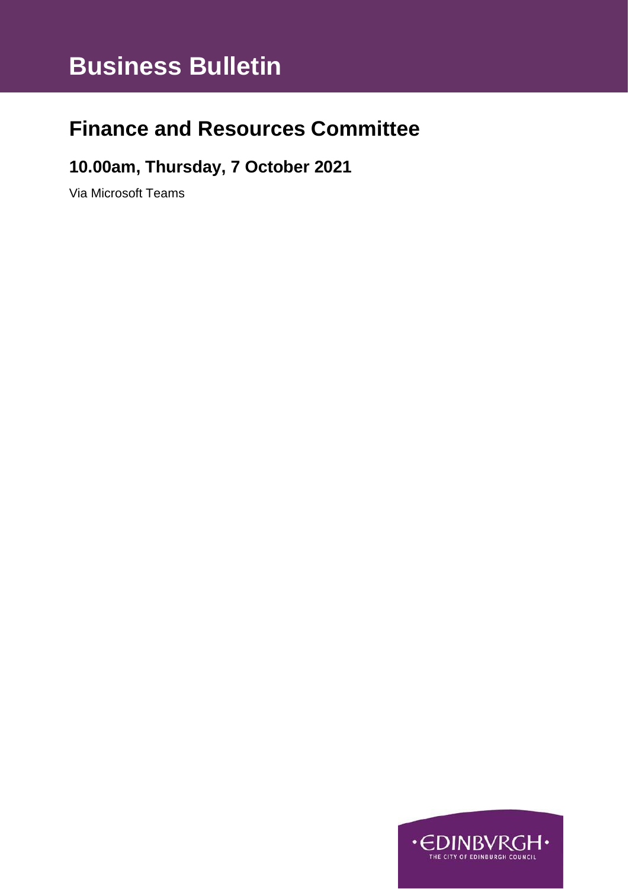# Business Bulletin

## Finance and Resources Committee

### 10.00am, Thursday, 7 October 2021

Via Microsoft Teams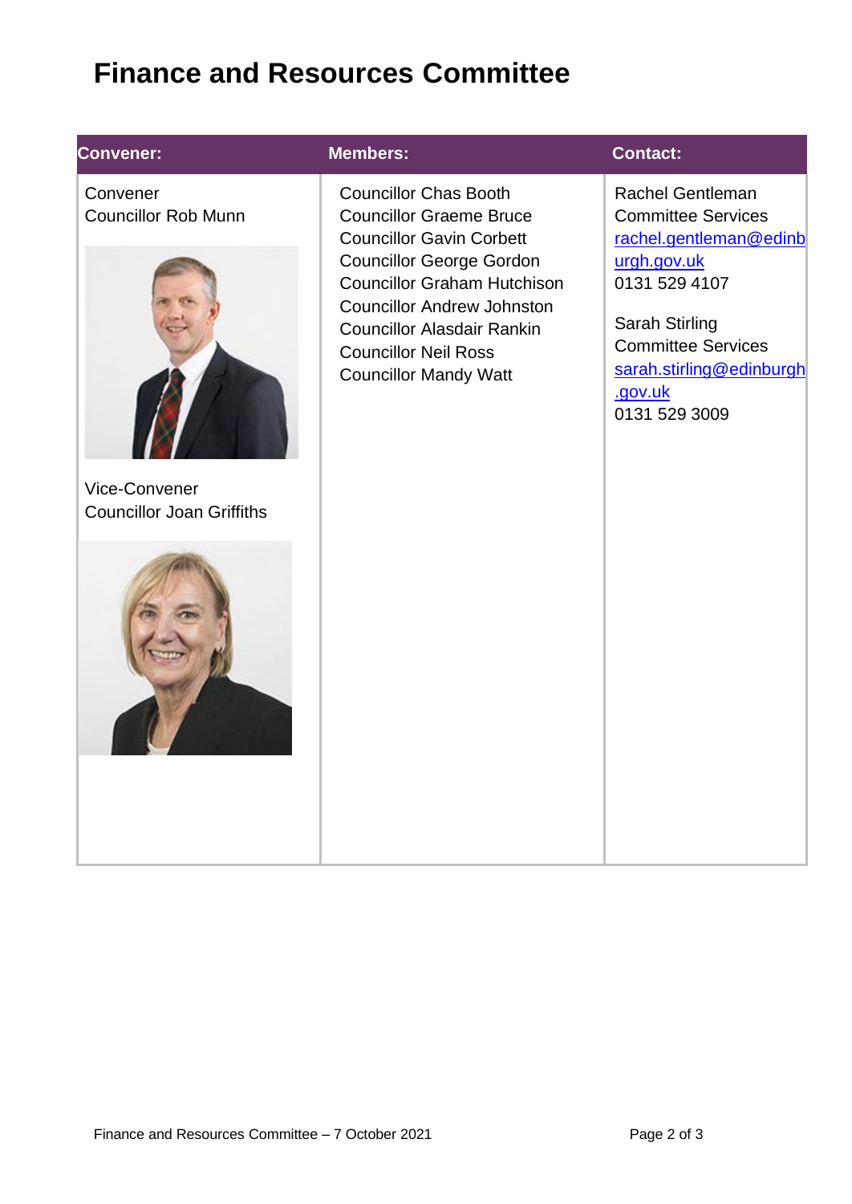# Finance and Resources Committee

| Convener: | Members: | Contact: |
| --- | --- | --- |
| Convener<br>Councillor Rob Munn<br><br>Vice-Convener<br>Councillor Joan Griffiths | Councillor Chas Booth<br>Councillor Graeme Bruce<br>Councillor Gavin Corbett<br>Councillor George Gordon<br>Councillor Graham Hutchison<br>Councillor Andrew Johnston<br>Councillor Alasdair Rankin<br>Councillor Neil Ross<br>Councillor Mandy Watt | Rachel Gentleman<br>Committee Services<br>rachel.gentleman@edinburgh.gov.uk<br>0131 529 4107<br><br>Sarah Stirling<br>Committee Services<br>sarah.stirling@edinburgh.gov.uk<br>0131 529 3009 |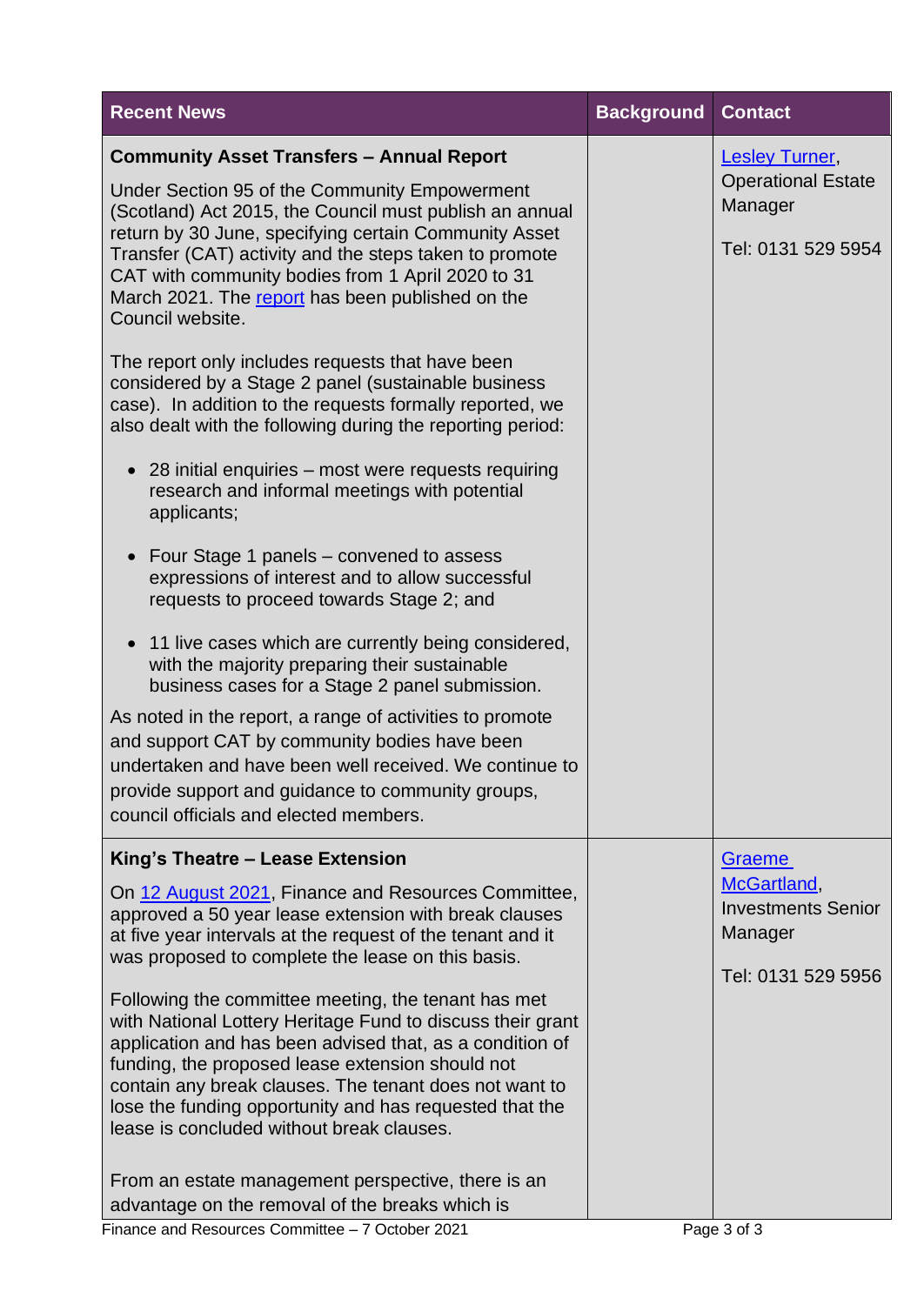| Recent News | Background | Contact |
| --- | --- | --- |
| **Community Asset Transfers – Annual Report**<br><br>Under Section 95 of the Community Empowerment (Scotland) Act 2015, the Council must publish an annual return by 30 June, specifying certain Community Asset Transfer (CAT) activity and the steps taken to promote CAT with community bodies from 1 April 2020 to 31 March 2021. The report has been published on the Council website.<br><br>The report only includes requests that have been considered by a Stage 2 panel (sustainable business case). In addition to the requests formally reported, we also dealt with the following during the reporting period:<br><br>• 28 initial enquiries – most were requests requiring research and informal meetings with potential applicants;<br><br>• Four Stage 1 panels – convened to assess expressions of interest and to allow successful requests to proceed towards Stage 2; and<br><br>• 11 live cases which are currently being considered, with the majority preparing their sustainable business cases for a Stage 2 panel submission.<br><br>As noted in the report, a range of activities to promote and support CAT by community bodies have been undertaken and have been well received. We continue to provide support and guidance to community groups, council officials and elected members. | | Lesley Turner, Operational Estate Manager<br><br>Tel: 0131 529 5954 |
| **King's Theatre – Lease Extension**<br><br>On 12 August 2021, Finance and Resources Committee, approved a 50 year lease extension with break clauses at five year intervals at the request of the tenant and it was proposed to complete the lease on this basis.<br><br>Following the committee meeting, the tenant has met with National Lottery Heritage Fund to discuss their grant application and has been advised that, as a condition of funding, the proposed lease extension should not contain any break clauses. The tenant does not want to lose the funding opportunity and has requested that the lease is concluded without break clauses.<br><br>From an estate management perspective, there is an advantage on the removal of the breaks which is | | Graeme McGartland, Investments Senior Manager<br><br>Tel: 0131 529 5956 |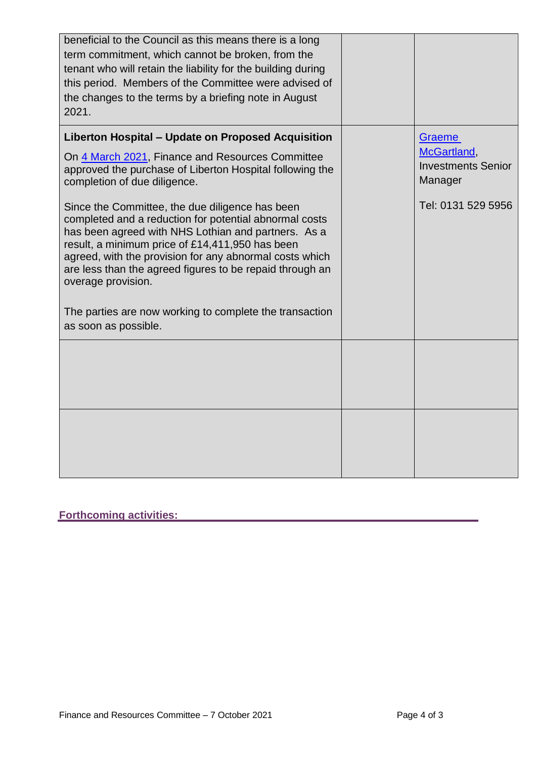| | | |
|---|---|---|
| beneficial to the Council as this means there is a long term commitment, which cannot be broken, from the tenant who will retain the liability for the building during this period. Members of the Committee were advised of the changes to the terms by a briefing note in August 2021. | | |
| **Liberton Hospital – Update on Proposed Acquisition**<br><br>On 4 March 2021, Finance and Resources Committee approved the purchase of Liberton Hospital following the completion of due diligence.<br><br>Since the Committee, the due diligence has been completed and a reduction for potential abnormal costs has been agreed with NHS Lothian and partners. As a result, a minimum price of £14,411,950 has been agreed, with the provision for any abnormal costs which are less than the agreed figures to be repaid through an overage provision.<br><br>The parties are now working to complete the transaction as soon as possible. | | Graeme McGartland, Investments Senior Manager<br><br>Tel: 0131 529 5956 |
| | | |
| | | |

**Forthcoming activities:**